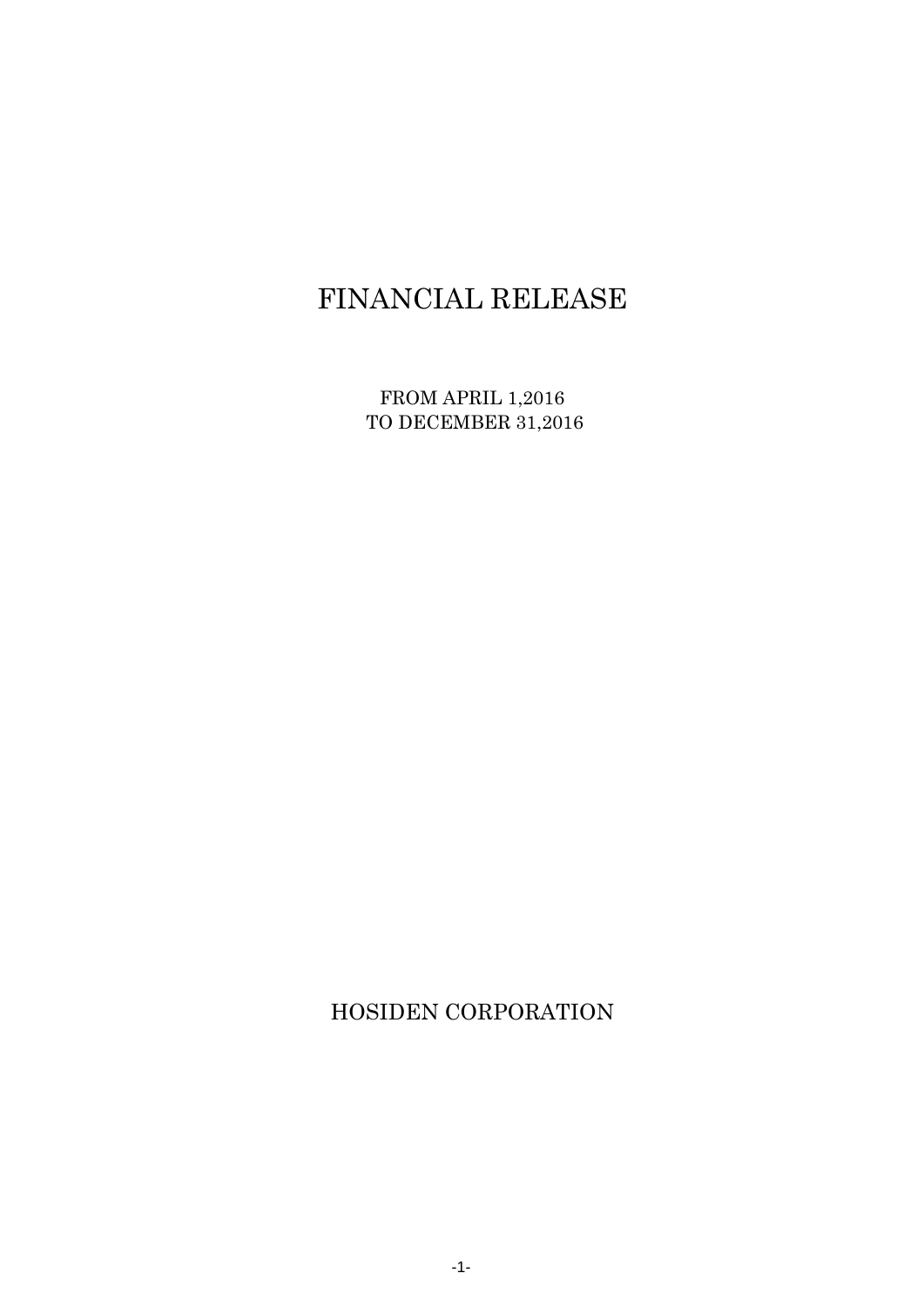# FINANCIAL RELEASE

FROM APRIL 1,2016
TO DECEMBER 31,2016

HOSIDEN CORPORATION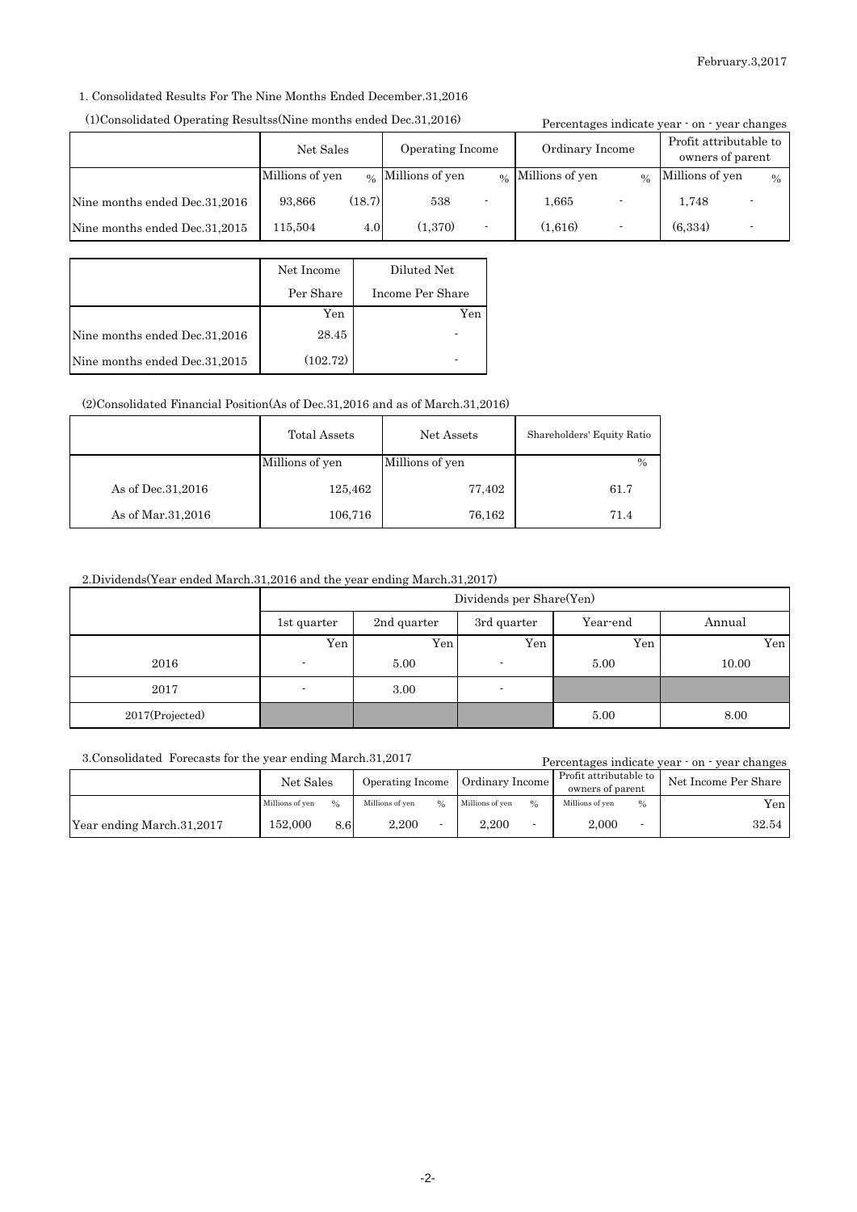February.3,2017

## 1. Consolidated Results For The Nine Months Ended December.31,2016

### (1)Consolidated Operating Resultss(Nine months ended Dec.31,2016)

Percentages indicate year - on - year changes

| | Net Sales | | Operating Income | | Ordinary Income | | Profit attributable to owners of parent | |
|---|---|---|---|---|---|---|---|---|
| | Millions of yen | % | Millions of yen | % | Millions of yen | % | Millions of yen | % |
| Nine months ended Dec.31,2016 | 93,866 | (18.7) | 538 | - | 1,665 | - | 1,748 | - |
| Nine months ended Dec.31,2015 | 115,504 | 4.0 | (1,370) | - | (1,616) | - | (6,334) | - |

| | Net Income Per Share | Diluted Net Income Per Share |
|---|---|---|
| | Yen | Yen |
| Nine months ended Dec.31,2016 | 28.45 | - |
| Nine months ended Dec.31,2015 | (102.72) | - |

### (2)Consolidated Financial Position(As of Dec.31,2016 and as of March.31,2016)

| | Total Assets | Net Assets | Shareholders' Equity Ratio |
|---|---|---|---|
| | Millions of yen | Millions of yen | % |
| As of Dec.31,2016 | 125,462 | 77,402 | 61.7 |
| As of Mar.31,2016 | 106,716 | 76,162 | 71.4 |

## 2.Dividends(Year ended March.31,2016 and the year ending March.31,2017)

| | Dividends per Share(Yen) | | | | |
|---|---|---|---|---|---|
| | 1st quarter | 2nd quarter | 3rd quarter | Year-end | Annual |
| | Yen | Yen | Yen | Yen | Yen |
| 2016 | - | 5.00 | - | 5.00 | 10.00 |
| 2017 | - | 3.00 | - | | |
| 2017(Projected) | | | | 5.00 | 8.00 |

## 3.Consolidated Forecasts for the year ending March.31,2017

Percentages indicate year - on - year changes

| | Net Sales | | Operating Income | | Ordinary Income | | Profit attributable to owners of parent | | Net Income Per Share |
|---|---|---|---|---|---|---|---|---|---|
| | Millions of yen | % | Millions of yen | % | Millions of yen | % | Millions of yen | % | Yen |
| Year ending March.31,2017 | 152,000 | 8.6 | 2,200 | - | 2,200 | - | 2,000 | - | 32.54 |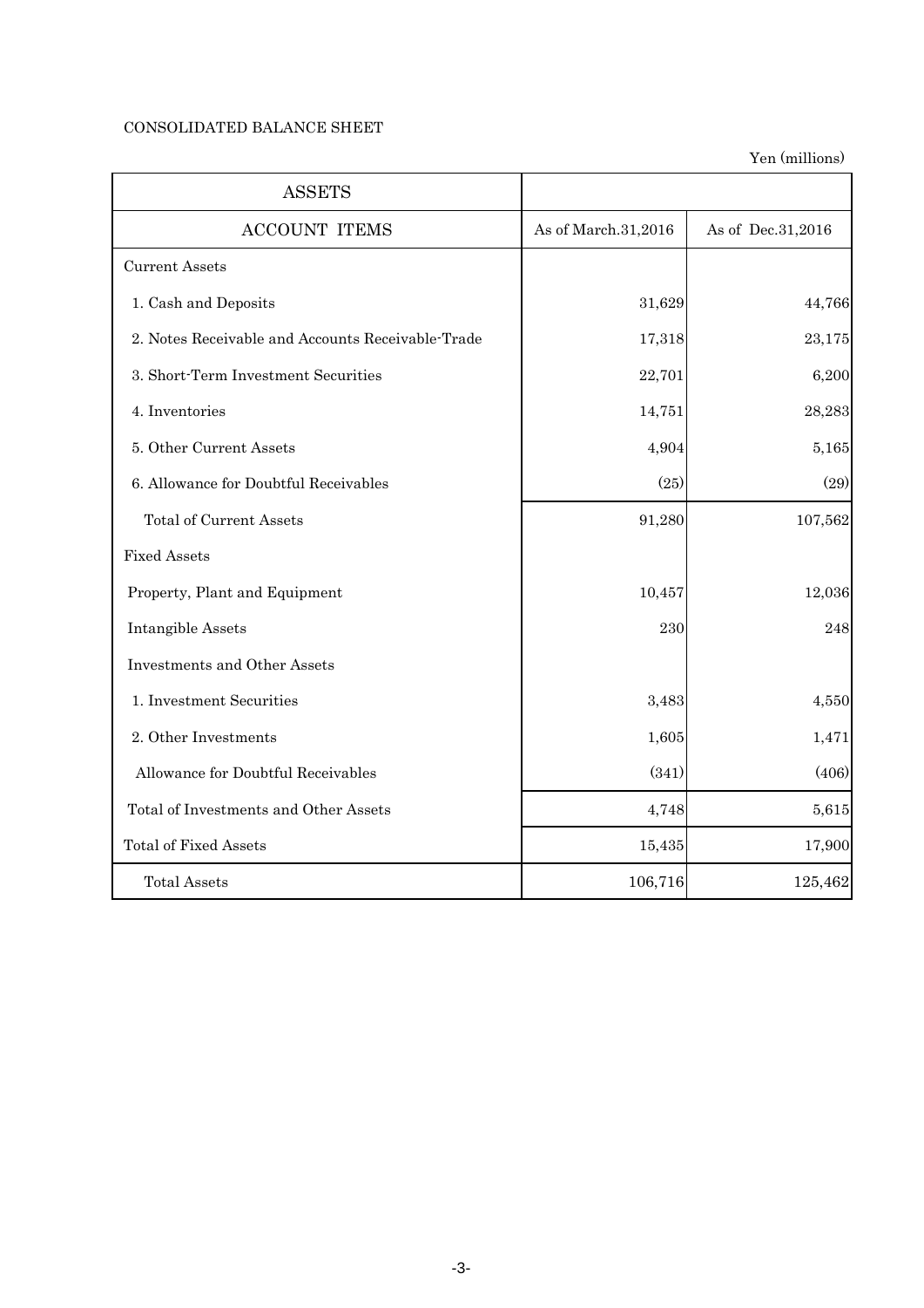CONSOLIDATED BALANCE SHEET

Yen (millions)

| ASSETS | | |
|---|---|---|
| ACCOUNT ITEMS | As of March.31,2016 | As of Dec.31,2016 |
| Current Assets | | |
| 1. Cash and Deposits | 31,629 | 44,766 |
| 2. Notes Receivable and Accounts Receivable-Trade | 17,318 | 23,175 |
| 3. Short-Term Investment Securities | 22,701 | 6,200 |
| 4. Inventories | 14,751 | 28,283 |
| 5. Other Current Assets | 4,904 | 5,165 |
| 6. Allowance for Doubtful Receivables | (25) | (29) |
| Total of Current Assets | 91,280 | 107,562 |
| Fixed Assets | | |
| Property, Plant and Equipment | 10,457 | 12,036 |
| Intangible Assets | 230 | 248 |
| Investments and Other Assets | | |
| 1. Investment Securities | 3,483 | 4,550 |
| 2. Other Investments | 1,605 | 1,471 |
| Allowance for Doubtful Receivables | (341) | (406) |
| Total of Investments and Other Assets | 4,748 | 5,615 |
| Total of Fixed Assets | 15,435 | 17,900 |
| Total Assets | 106,716 | 125,462 |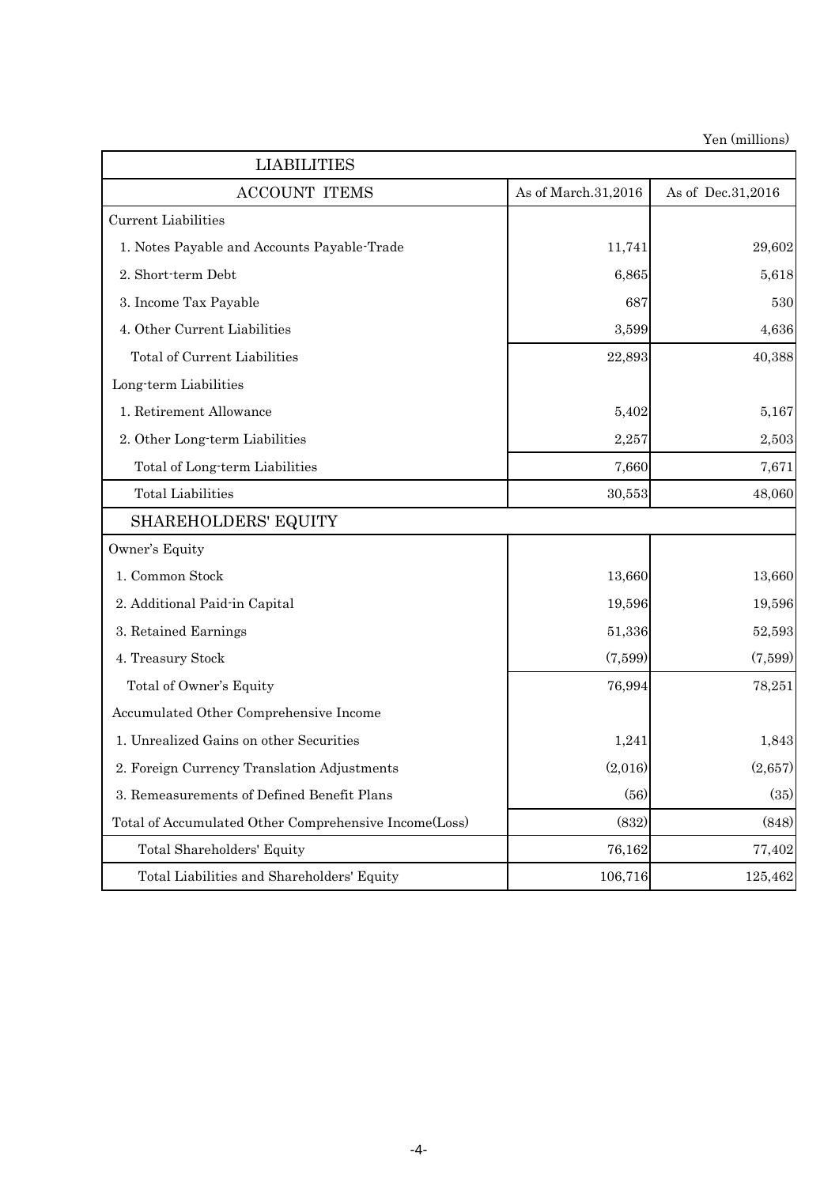Yen (millions)

| LIABILITIES | | |
|---|---|---|
| ACCOUNT ITEMS | As of March.31,2016 | As of Dec.31,2016 |
| Current Liabilities | | |
| 1. Notes Payable and Accounts Payable-Trade | 11,741 | 29,602 |
| 2. Short-term Debt | 6,865 | 5,618 |
| 3. Income Tax Payable | 687 | 530 |
| 4. Other Current Liabilities | 3,599 | 4,636 |
| Total of Current Liabilities | 22,893 | 40,388 |
| Long-term Liabilities | | |
| 1. Retirement Allowance | 5,402 | 5,167 |
| 2. Other Long-term Liabilities | 2,257 | 2,503 |
| Total of Long-term Liabilities | 7,660 | 7,671 |
| Total Liabilities | 30,553 | 48,060 |
| SHAREHOLDERS' EQUITY | | |
| Owner's Equity | | |
| 1. Common Stock | 13,660 | 13,660 |
| 2. Additional Paid-in Capital | 19,596 | 19,596 |
| 3. Retained Earnings | 51,336 | 52,593 |
| 4. Treasury Stock | (7,599) | (7,599) |
| Total of Owner's Equity | 76,994 | 78,251 |
| Accumulated Other Comprehensive Income | | |
| 1. Unrealized Gains on other Securities | 1,241 | 1,843 |
| 2. Foreign Currency Translation Adjustments | (2,016) | (2,657) |
| 3. Remeasurements of Defined Benefit Plans | (56) | (35) |
| Total of Accumulated Other Comprehensive Income(Loss) | (832) | (848) |
| Total Shareholders' Equity | 76,162 | 77,402 |
| Total Liabilities and Shareholders' Equity | 106,716 | 125,462 |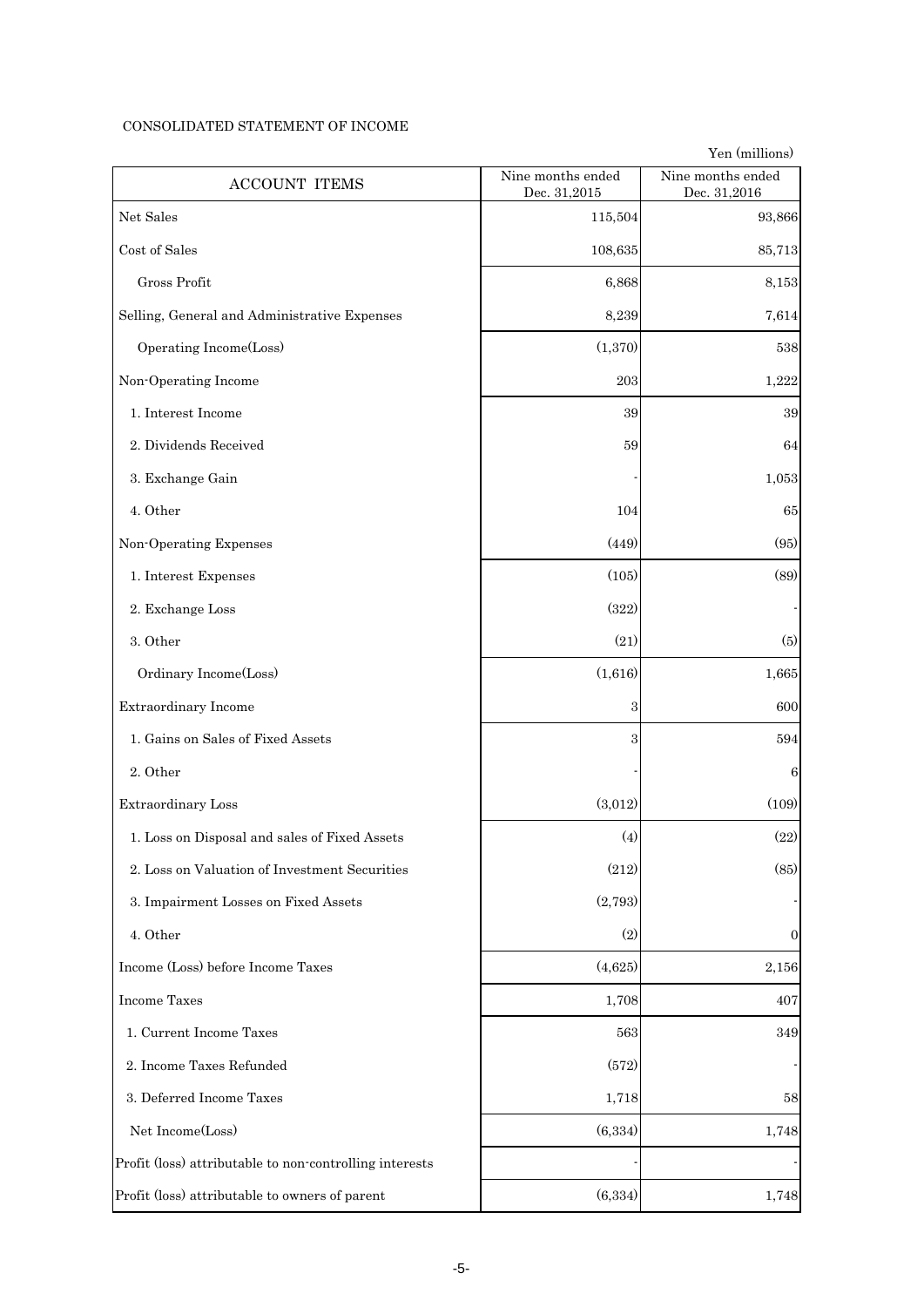CONSOLIDATED STATEMENT OF INCOME

Yen (millions)

| ACCOUNT ITEMS | Nine months ended Dec. 31,2015 | Nine months ended Dec. 31,2016 |
|---|---:|---:|
| Net Sales | 115,504 | 93,866 |
| Cost of Sales | 108,635 | 85,713 |
| Gross Profit | 6,868 | 8,153 |
| Selling, General and Administrative Expenses | 8,239 | 7,614 |
| Operating Income(Loss) | (1,370) | 538 |
| Non-Operating Income | 203 | 1,222 |
| 1. Interest Income | 39 | 39 |
| 2. Dividends Received | 59 | 64 |
| 3. Exchange Gain | - | 1,053 |
| 4. Other | 104 | 65 |
| Non-Operating Expenses | (449) | (95) |
| 1. Interest Expenses | (105) | (89) |
| 2. Exchange Loss | (322) | - |
| 3. Other | (21) | (5) |
| Ordinary Income(Loss) | (1,616) | 1,665 |
| Extraordinary Income | 3 | 600 |
| 1. Gains on Sales of Fixed Assets | 3 | 594 |
| 2. Other | - | 6 |
| Extraordinary Loss | (3,012) | (109) |
| 1. Loss on Disposal and sales of Fixed Assets | (4) | (22) |
| 2. Loss on Valuation of Investment Securities | (212) | (85) |
| 3. Impairment Losses on Fixed Assets | (2,793) | - |
| 4. Other | (2) | 0 |
| Income (Loss) before Income Taxes | (4,625) | 2,156 |
| Income Taxes | 1,708 | 407 |
| 1. Current Income Taxes | 563 | 349 |
| 2. Income Taxes Refunded | (572) | - |
| 3. Deferred Income Taxes | 1,718 | 58 |
| Net Income(Loss) | (6,334) | 1,748 |
| Profit (loss) attributable to non-controlling interests | - | - |
| Profit (loss) attributable to owners of parent | (6,334) | 1,748 |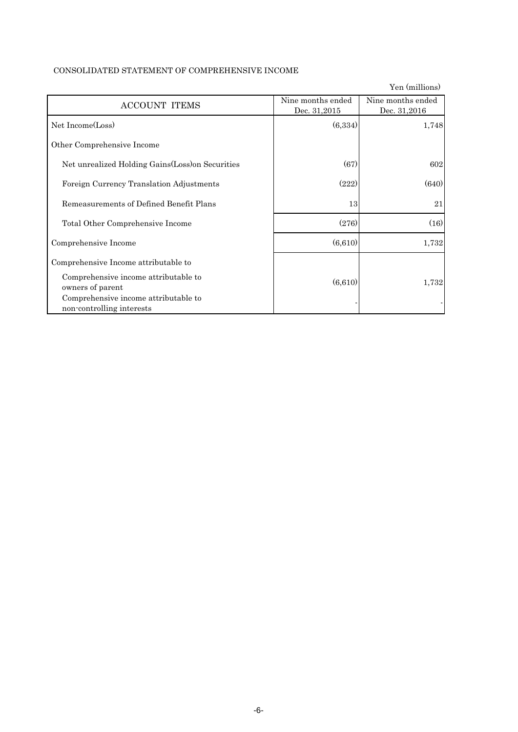CONSOLIDATED STATEMENT OF COMPREHENSIVE INCOME

Yen (millions)

| ACCOUNT ITEMS | Nine months ended Dec. 31,2015 | Nine months ended Dec. 31,2016 |
|---|---|---|
| Net Income(Loss) | (6,334) | 1,748 |
| Other Comprehensive Income | | |
| Net unrealized Holding Gains(Loss)on Securities | (67) | 602 |
| Foreign Currency Translation Adjustments | (222) | (640) |
| Remeasurements of Defined Benefit Plans | 13 | 21 |
| Total Other Comprehensive Income | (276) | (16) |
| Comprehensive Income | (6,610) | 1,732 |
| Comprehensive Income attributable to | | |
| Comprehensive income attributable to owners of parent | (6,610) | 1,732 |
| Comprehensive income attributable to non-controlling interests | - | - |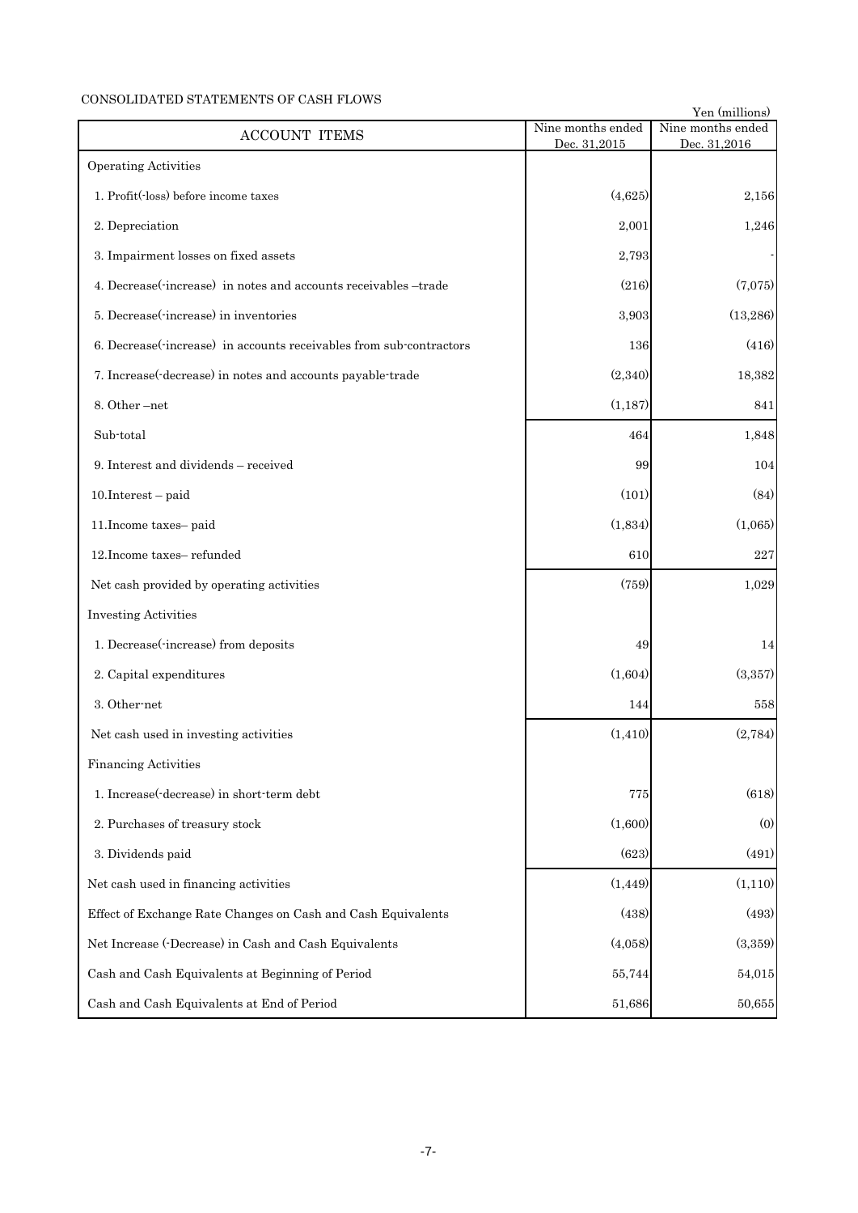CONSOLIDATED STATEMENTS OF CASH FLOWS

Yen (millions)

| ACCOUNT ITEMS | Nine months ended Dec. 31,2015 | Nine months ended Dec. 31,2016 |
|---|---|---|
| Operating Activities | | |
| 1. Profit(-loss) before income taxes | (4,625) | 2,156 |
| 2. Depreciation | 2,001 | 1,246 |
| 3. Impairment losses on fixed assets | 2,793 | - |
| 4. Decrease(-increase) in notes and accounts receivables –trade | (216) | (7,075) |
| 5. Decrease(-increase) in inventories | 3,903 | (13,286) |
| 6. Decrease(-increase) in accounts receivables from sub-contractors | 136 | (416) |
| 7. Increase(-decrease) in notes and accounts payable-trade | (2,340) | 18,382 |
| 8. Other –net | (1,187) | 841 |
| Sub-total | 464 | 1,848 |
| 9. Interest and dividends – received | 99 | 104 |
| 10.Interest – paid | (101) | (84) |
| 11.Income taxes– paid | (1,834) | (1,065) |
| 12.Income taxes– refunded | 610 | 227 |
| Net cash provided by operating activities | (759) | 1,029 |
| Investing Activities | | |
| 1. Decrease(-increase) from deposits | 49 | 14 |
| 2. Capital expenditures | (1,604) | (3,357) |
| 3. Other-net | 144 | 558 |
| Net cash used in investing activities | (1,410) | (2,784) |
| Financing Activities | | |
| 1. Increase(-decrease) in short-term debt | 775 | (618) |
| 2. Purchases of treasury stock | (1,600) | (0) |
| 3. Dividends paid | (623) | (491) |
| Net cash used in financing activities | (1,449) | (1,110) |
| Effect of Exchange Rate Changes on Cash and Cash Equivalents | (438) | (493) |
| Net Increase (-Decrease) in Cash and Cash Equivalents | (4,058) | (3,359) |
| Cash and Cash Equivalents at Beginning of Period | 55,744 | 54,015 |
| Cash and Cash Equivalents at End of Period | 51,686 | 50,655 |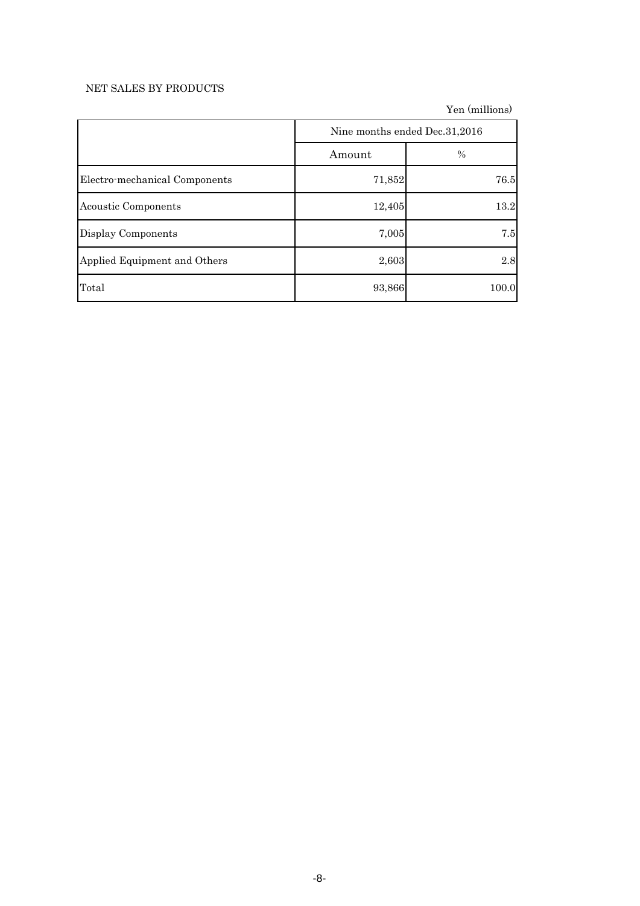NET SALES BY PRODUCTS

Yen (millions)

| | Nine months ended Dec.31,2016 | |
|---|---|---|
| | Amount | % |
| Electro-mechanical Components | 71,852 | 76.5 |
| Acoustic Components | 12,405 | 13.2 |
| Display Components | 7,005 | 7.5 |
| Applied Equipment and Others | 2,603 | 2.8 |
| Total | 93,866 | 100.0 |